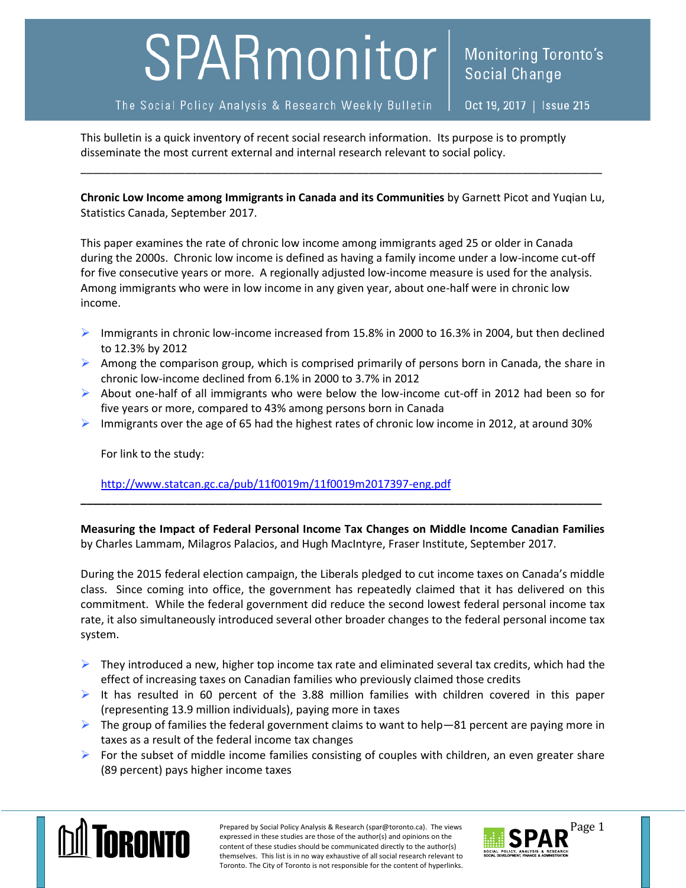# SPARmonitor

**Monitoring Toronto's Social Change**

The Social Policy Analysis & Research Weekly Bulletin | Oct 19, 2017 | Issue 215

This bulletin is a quick inventory of recent social research information. Its purpose is to promptly disseminate the most current external and internal research relevant to social policy.

---

**Chronic Low Income among Immigrants in Canada and its Communities** by Garnett Picot and Yuqian Lu, Statistics Canada, September 2017.

This paper examines the rate of chronic low income among immigrants aged 25 or older in Canada during the 2000s. Chronic low income is defined as having a family income under a low-income cut-off for five consecutive years or more. A regionally adjusted low-income measure is used for the analysis. Among immigrants who were in low income in any given year, about one-half were in chronic low income.

- Immigrants in chronic low-income increased from 15.8% in 2000 to 16.3% in 2004, but then declined to 12.3% by 2012
- Among the comparison group, which is comprised primarily of persons born in Canada, the share in chronic low-income declined from 6.1% in 2000 to 3.7% in 2012
- About one-half of all immigrants who were below the low-income cut-off in 2012 had been so for five years or more, compared to 43% among persons born in Canada
- Immigrants over the age of 65 had the highest rates of chronic low income in 2012, at around 30%

For link to the study:

http://www.statcan.gc.ca/pub/11f0019m/11f0019m2017397-eng.pdf

---

**Measuring the Impact of Federal Personal Income Tax Changes on Middle Income Canadian Families** by Charles Lammam, Milagros Palacios, and Hugh MacIntyre, Fraser Institute, September 2017.

During the 2015 federal election campaign, the Liberals pledged to cut income taxes on Canada's middle class. Since coming into office, the government has repeatedly claimed that it has delivered on this commitment. While the federal government did reduce the second lowest federal personal income tax rate, it also simultaneously introduced several other broader changes to the federal personal income tax system.

- They introduced a new, higher top income tax rate and eliminated several tax credits, which had the effect of increasing taxes on Canadian families who previously claimed those credits
- It has resulted in 60 percent of the 3.88 million families with children covered in this paper (representing 13.9 million individuals), paying more in taxes
- The group of families the federal government claims to want to help—81 percent are paying more in taxes as a result of the federal income tax changes
- For the subset of middle income families consisting of couples with children, an even greater share (89 percent) pays higher income taxes

Prepared by Social Policy Analysis & Research (spar@toronto.ca). The views expressed in these studies are those of the author(s) and opinions on the content of these studies should be communicated directly to the author(s) themselves. This list is in no way exhaustive of all social research relevant to Toronto. The City of Toronto is not responsible for the content of hyperlinks.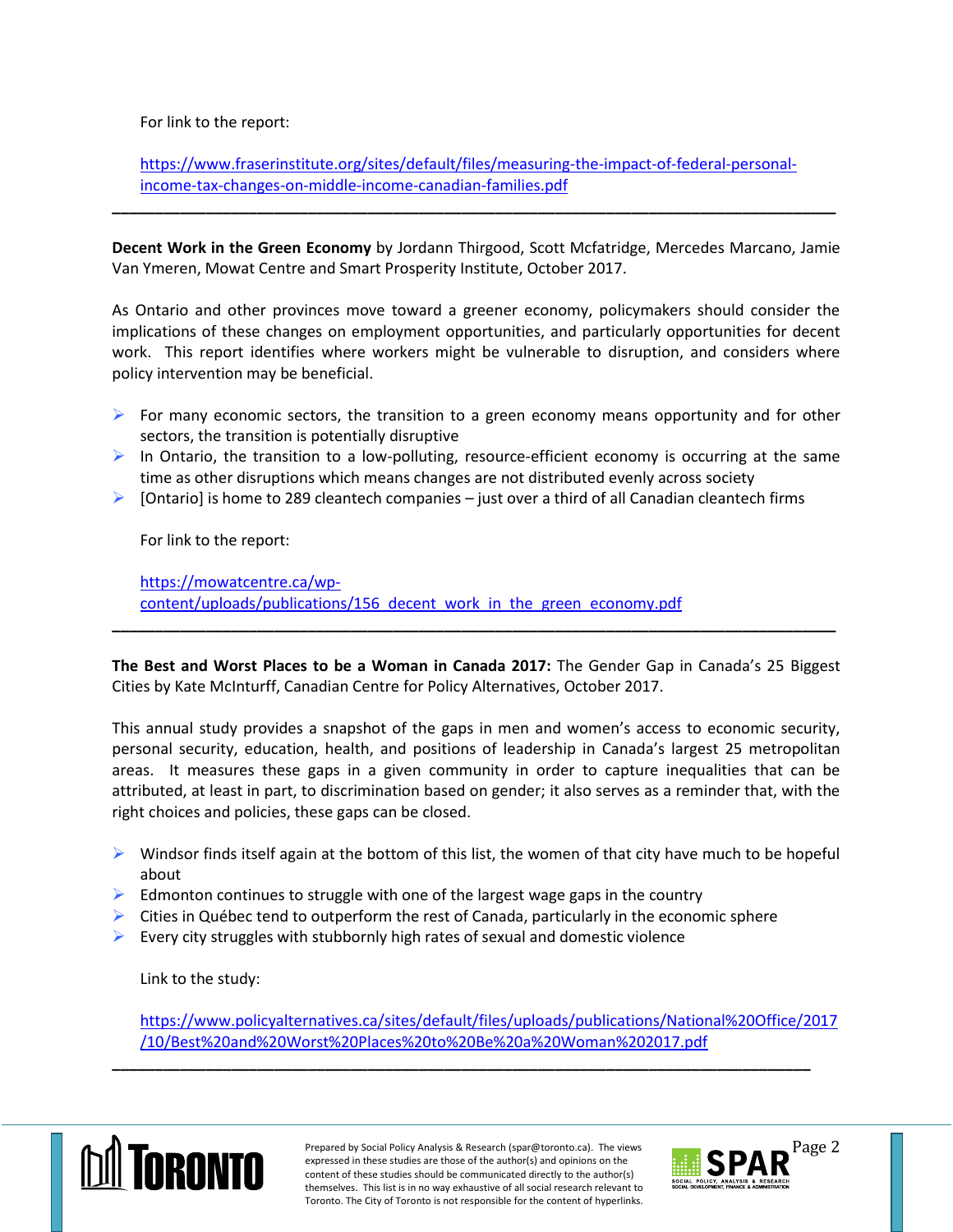For link to the report:

https://www.fraserinstitute.org/sites/default/files/measuring-the-impact-of-federal-personal-income-tax-changes-on-middle-income-canadian-families.pdf

---

**Decent Work in the Green Economy** by Jordann Thirgood, Scott Mcfatridge, Mercedes Marcano, Jamie Van Ymeren, Mowat Centre and Smart Prosperity Institute, October 2017.

As Ontario and other provinces move toward a greener economy, policymakers should consider the implications of these changes on employment opportunities, and particularly opportunities for decent work. This report identifies where workers might be vulnerable to disruption, and considers where policy intervention may be beneficial.

- For many economic sectors, the transition to a green economy means opportunity and for other sectors, the transition is potentially disruptive
- In Ontario, the transition to a low-polluting, resource-efficient economy is occurring at the same time as other disruptions which means changes are not distributed evenly across society
- [Ontario] is home to 289 cleantech companies – just over a third of all Canadian cleantech firms

For link to the report:

https://mowatcentre.ca/wp-content/uploads/publications/156_decent_work_in_the_green_economy.pdf

---

**The Best and Worst Places to be a Woman in Canada 2017:** The Gender Gap in Canada's 25 Biggest Cities by Kate McInturff, Canadian Centre for Policy Alternatives, October 2017.

This annual study provides a snapshot of the gaps in men and women's access to economic security, personal security, education, health, and positions of leadership in Canada's largest 25 metropolitan areas. It measures these gaps in a given community in order to capture inequalities that can be attributed, at least in part, to discrimination based on gender; it also serves as a reminder that, with the right choices and policies, these gaps can be closed.

- Windsor finds itself again at the bottom of this list, the women of that city have much to be hopeful about
- Edmonton continues to struggle with one of the largest wage gaps in the country
- Cities in Québec tend to outperform the rest of Canada, particularly in the economic sphere
- Every city struggles with stubbornly high rates of sexual and domestic violence

Link to the study:

https://www.policyalternatives.ca/sites/default/files/uploads/publications/National%20Office/2017/10/Best%20and%20Worst%20Places%20to%20Be%20a%20Woman%202017.pdf

---

Prepared by Social Policy Analysis & Research (spar@toronto.ca). The views expressed in these studies are those of the author(s) and opinions on the content of these studies should be communicated directly to the author(s) themselves. This list is in no way exhaustive of all social research relevant to Toronto. The City of Toronto is not responsible for the content of hyperlinks.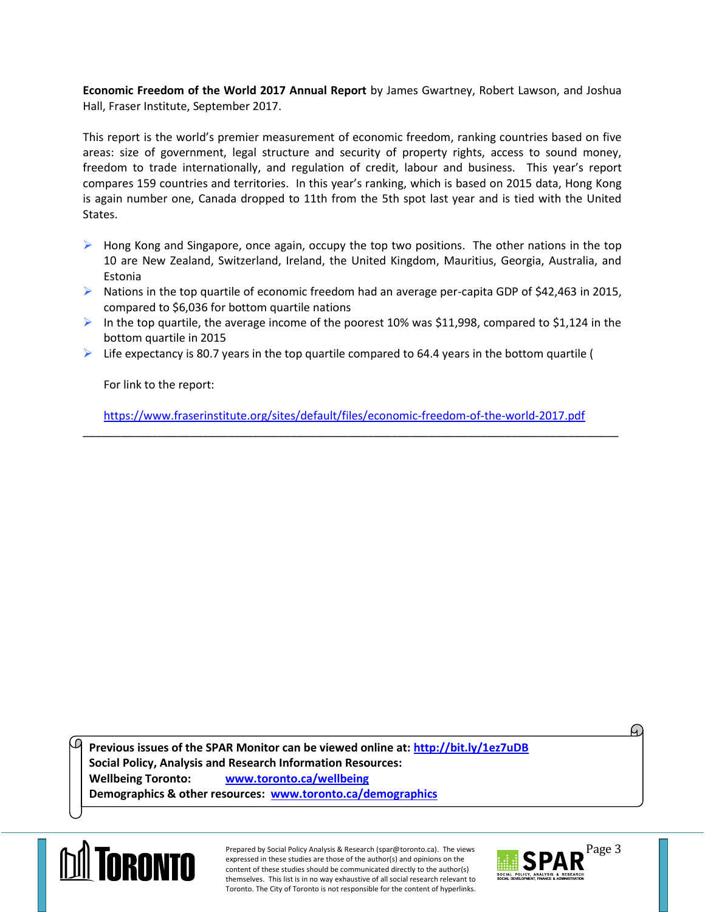**Economic Freedom of the World 2017 Annual Report** by James Gwartney, Robert Lawson, and Joshua Hall, Fraser Institute, September 2017.

This report is the world's premier measurement of economic freedom, ranking countries based on five areas: size of government, legal structure and security of property rights, access to sound money, freedom to trade internationally, and regulation of credit, labour and business. This year's report compares 159 countries and territories. In this year's ranking, which is based on 2015 data, Hong Kong is again number one, Canada dropped to 11th from the 5th spot last year and is tied with the United States.

- Hong Kong and Singapore, once again, occupy the top two positions. The other nations in the top 10 are New Zealand, Switzerland, Ireland, the United Kingdom, Mauritius, Georgia, Australia, and Estonia
- Nations in the top quartile of economic freedom had an average per-capita GDP of $42,463 in 2015, compared to $6,036 for bottom quartile nations
- In the top quartile, the average income of the poorest 10% was $11,998, compared to $1,124 in the bottom quartile in 2015
- Life expectancy is 80.7 years in the top quartile compared to 64.4 years in the bottom quartile (

  For link to the report:

  https://www.fraserinstitute.org/sites/default/files/economic-freedom-of-the-world-2017.pdf

---

**Previous issues of the SPAR Monitor can be viewed online at: http://bit.ly/1ez7uDB**
**Social Policy, Analysis and Research Information Resources:**
**Wellbeing Toronto: www.toronto.ca/wellbeing**
**Demographics & other resources: www.toronto.ca/demographics**

Prepared by Social Policy Analysis & Research (spar@toronto.ca). The views expressed in these studies are those of the author(s) and opinions on the content of these studies should be communicated directly to the author(s) themselves. This list is in no way exhaustive of all social research relevant to Toronto. The City of Toronto is not responsible for the content of hyperlinks.